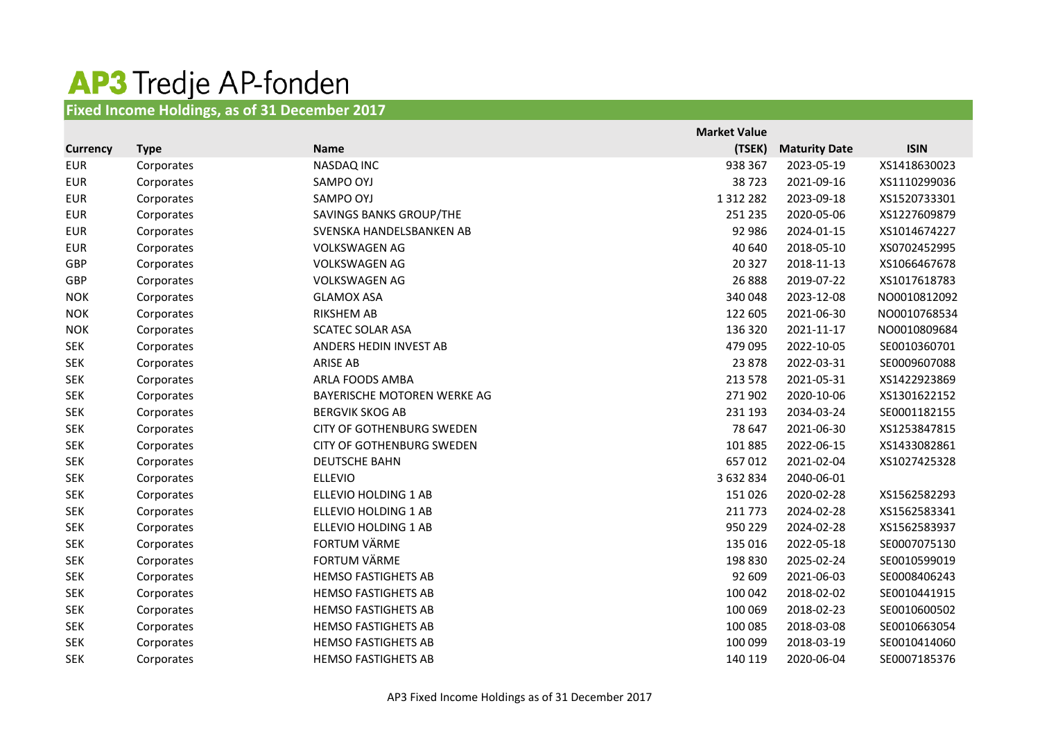# AP3 Tredje AP-fonden

## Fixed Income Holdings, as of 31 December 2017

| Currency | Type | Name | Market Value (TSEK) | Maturity Date | ISIN |
|---|---|---|---|---|---|
| EUR | Corporates | NASDAQ INC | 938 367 | 2023-05-19 | XS1418630023 |
| EUR | Corporates | SAMPO OYJ | 38 723 | 2021-09-16 | XS1110299036 |
| EUR | Corporates | SAMPO OYJ | 1 312 282 | 2023-09-18 | XS1520733301 |
| EUR | Corporates | SAVINGS BANKS GROUP/THE | 251 235 | 2020-05-06 | XS1227609879 |
| EUR | Corporates | SVENSKA HANDELSBANKEN AB | 92 986 | 2024-01-15 | XS1014674227 |
| EUR | Corporates | VOLKSWAGEN AG | 40 640 | 2018-05-10 | XS0702452995 |
| GBP | Corporates | VOLKSWAGEN AG | 20 327 | 2018-11-13 | XS1066467678 |
| GBP | Corporates | VOLKSWAGEN AG | 26 888 | 2019-07-22 | XS1017618783 |
| NOK | Corporates | GLAMOX ASA | 340 048 | 2023-12-08 | NO0010812092 |
| NOK | Corporates | RIKSHEM AB | 122 605 | 2021-06-30 | NO0010768534 |
| NOK | Corporates | SCATEC SOLAR ASA | 136 320 | 2021-11-17 | NO0010809684 |
| SEK | Corporates | ANDERS HEDIN INVEST AB | 479 095 | 2022-10-05 | SE0010360701 |
| SEK | Corporates | ARISE AB | 23 878 | 2022-03-31 | SE0009607088 |
| SEK | Corporates | ARLA FOODS AMBA | 213 578 | 2021-05-31 | XS1422923869 |
| SEK | Corporates | BAYERISCHE MOTOREN WERKE AG | 271 902 | 2020-10-06 | XS1301622152 |
| SEK | Corporates | BERGVIK SKOG AB | 231 193 | 2034-03-24 | SE0001182155 |
| SEK | Corporates | CITY OF GOTHENBURG SWEDEN | 78 647 | 2021-06-30 | XS1253847815 |
| SEK | Corporates | CITY OF GOTHENBURG SWEDEN | 101 885 | 2022-06-15 | XS1433082861 |
| SEK | Corporates | DEUTSCHE BAHN | 657 012 | 2021-02-04 | XS1027425328 |
| SEK | Corporates | ELLEVIO | 3 632 834 | 2040-06-01 | |
| SEK | Corporates | ELLEVIO HOLDING 1 AB | 151 026 | 2020-02-28 | XS1562582293 |
| SEK | Corporates | ELLEVIO HOLDING 1 AB | 211 773 | 2024-02-28 | XS1562583341 |
| SEK | Corporates | ELLEVIO HOLDING 1 AB | 950 229 | 2024-02-28 | XS1562583937 |
| SEK | Corporates | FORTUM VÄRME | 135 016 | 2022-05-18 | SE0007075130 |
| SEK | Corporates | FORTUM VÄRME | 198 830 | 2025-02-24 | SE0010599019 |
| SEK | Corporates | HEMSO FASTIGHETS AB | 92 609 | 2021-06-03 | SE0008406243 |
| SEK | Corporates | HEMSO FASTIGHETS AB | 100 042 | 2018-02-02 | SE0010441915 |
| SEK | Corporates | HEMSO FASTIGHETS AB | 100 069 | 2018-02-23 | SE0010600502 |
| SEK | Corporates | HEMSO FASTIGHETS AB | 100 085 | 2018-03-08 | SE0010663054 |
| SEK | Corporates | HEMSO FASTIGHETS AB | 100 099 | 2018-03-19 | SE0010414060 |
| SEK | Corporates | HEMSO FASTIGHETS AB | 140 119 | 2020-06-04 | SE0007185376 |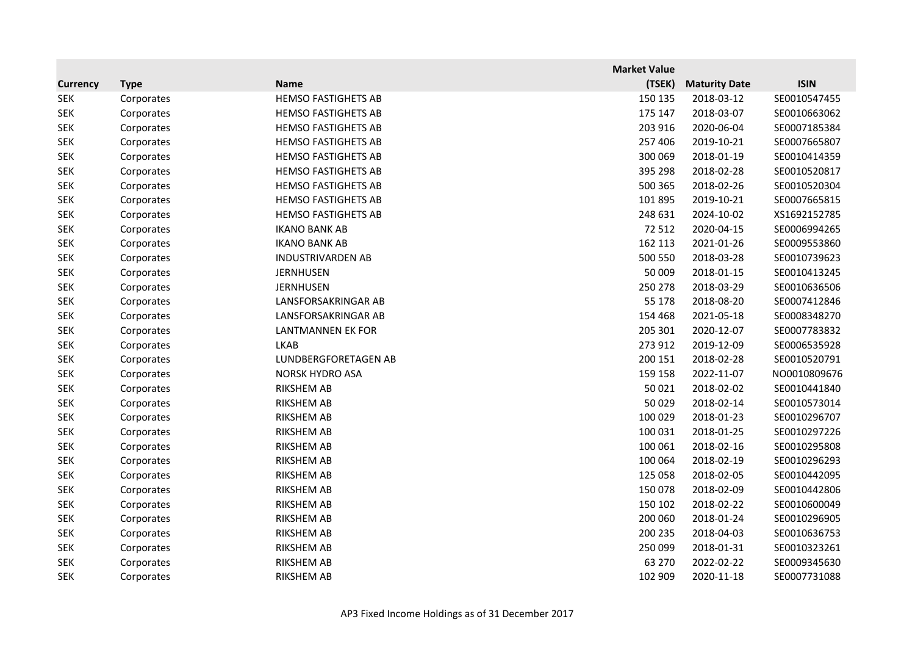| Currency | Type | Name | Market Value (TSEK) | Maturity Date | ISIN |
|---|---|---|---|---|---|
| SEK | Corporates | HEMSO FASTIGHETS AB | 150 135 | 2018-03-12 | SE0010547455 |
| SEK | Corporates | HEMSO FASTIGHETS AB | 175 147 | 2018-03-07 | SE0010663062 |
| SEK | Corporates | HEMSO FASTIGHETS AB | 203 916 | 2020-06-04 | SE0007185384 |
| SEK | Corporates | HEMSO FASTIGHETS AB | 257 406 | 2019-10-21 | SE0007665807 |
| SEK | Corporates | HEMSO FASTIGHETS AB | 300 069 | 2018-01-19 | SE0010414359 |
| SEK | Corporates | HEMSO FASTIGHETS AB | 395 298 | 2018-02-28 | SE0010520817 |
| SEK | Corporates | HEMSO FASTIGHETS AB | 500 365 | 2018-02-26 | SE0010520304 |
| SEK | Corporates | HEMSO FASTIGHETS AB | 101 895 | 2019-10-21 | SE0007665815 |
| SEK | Corporates | HEMSO FASTIGHETS AB | 248 631 | 2024-10-02 | XS1692152785 |
| SEK | Corporates | IKANO BANK AB | 72 512 | 2020-04-15 | SE0006994265 |
| SEK | Corporates | IKANO BANK AB | 162 113 | 2021-01-26 | SE0009553860 |
| SEK | Corporates | INDUSTRIVARDEN AB | 500 550 | 2018-03-28 | SE0010739623 |
| SEK | Corporates | JERNHUSEN | 50 009 | 2018-01-15 | SE0010413245 |
| SEK | Corporates | JERNHUSEN | 250 278 | 2018-03-29 | SE0010636506 |
| SEK | Corporates | LANSFORSAKRINGAR AB | 55 178 | 2018-08-20 | SE0007412846 |
| SEK | Corporates | LANSFORSAKRINGAR AB | 154 468 | 2021-05-18 | SE0008348270 |
| SEK | Corporates | LANTMANNEN EK FOR | 205 301 | 2020-12-07 | SE0007783832 |
| SEK | Corporates | LKAB | 273 912 | 2019-12-09 | SE0006535928 |
| SEK | Corporates | LUNDBERGFORETAGEN AB | 200 151 | 2018-02-28 | SE0010520791 |
| SEK | Corporates | NORSK HYDRO ASA | 159 158 | 2022-11-07 | NO0010809676 |
| SEK | Corporates | RIKSHEM AB | 50 021 | 2018-02-02 | SE0010441840 |
| SEK | Corporates | RIKSHEM AB | 50 029 | 2018-02-14 | SE0010573014 |
| SEK | Corporates | RIKSHEM AB | 100 029 | 2018-01-23 | SE0010296707 |
| SEK | Corporates | RIKSHEM AB | 100 031 | 2018-01-25 | SE0010297226 |
| SEK | Corporates | RIKSHEM AB | 100 061 | 2018-02-16 | SE0010295808 |
| SEK | Corporates | RIKSHEM AB | 100 064 | 2018-02-19 | SE0010296293 |
| SEK | Corporates | RIKSHEM AB | 125 058 | 2018-02-05 | SE0010442095 |
| SEK | Corporates | RIKSHEM AB | 150 078 | 2018-02-09 | SE0010442806 |
| SEK | Corporates | RIKSHEM AB | 150 102 | 2018-02-22 | SE0010600049 |
| SEK | Corporates | RIKSHEM AB | 200 060 | 2018-01-24 | SE0010296905 |
| SEK | Corporates | RIKSHEM AB | 200 235 | 2018-04-03 | SE0010636753 |
| SEK | Corporates | RIKSHEM AB | 250 099 | 2018-01-31 | SE0010323261 |
| SEK | Corporates | RIKSHEM AB | 63 270 | 2022-02-22 | SE0009345630 |
| SEK | Corporates | RIKSHEM AB | 102 909 | 2020-11-18 | SE0007731088 |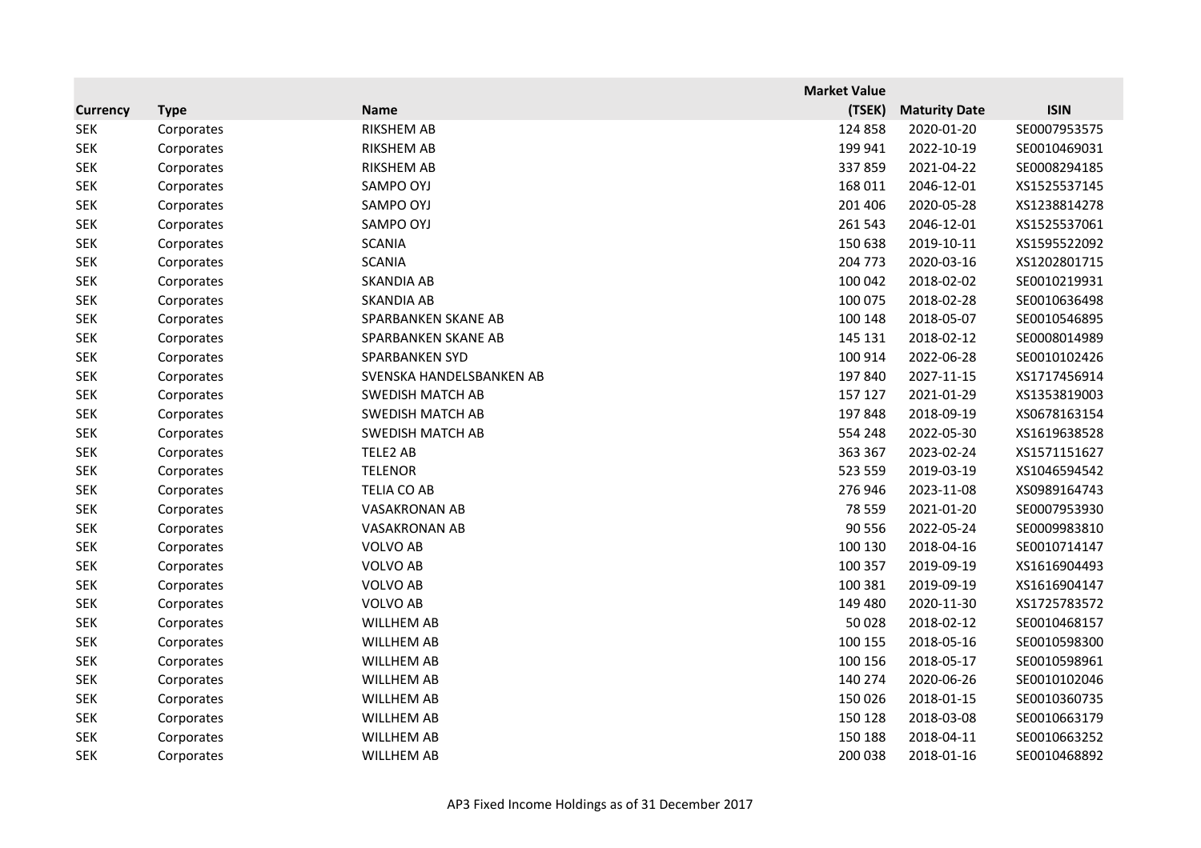| Currency | Type | Name | Market Value (TSEK) | Maturity Date | ISIN |
|---|---|---|---|---|---|
| SEK | Corporates | RIKSHEM AB | 124 858 | 2020-01-20 | SE0007953575 |
| SEK | Corporates | RIKSHEM AB | 199 941 | 2022-10-19 | SE0010469031 |
| SEK | Corporates | RIKSHEM AB | 337 859 | 2021-04-22 | SE0008294185 |
| SEK | Corporates | SAMPO OYJ | 168 011 | 2046-12-01 | XS1525537145 |
| SEK | Corporates | SAMPO OYJ | 201 406 | 2020-05-28 | XS1238814278 |
| SEK | Corporates | SAMPO OYJ | 261 543 | 2046-12-01 | XS1525537061 |
| SEK | Corporates | SCANIA | 150 638 | 2019-10-11 | XS1595522092 |
| SEK | Corporates | SCANIA | 204 773 | 2020-03-16 | XS1202801715 |
| SEK | Corporates | SKANDIA AB | 100 042 | 2018-02-02 | SE0010219931 |
| SEK | Corporates | SKANDIA AB | 100 075 | 2018-02-28 | SE0010636498 |
| SEK | Corporates | SPARBANKEN SKANE AB | 100 148 | 2018-05-07 | SE0010546895 |
| SEK | Corporates | SPARBANKEN SKANE AB | 145 131 | 2018-02-12 | SE0008014989 |
| SEK | Corporates | SPARBANKEN SYD | 100 914 | 2022-06-28 | SE0010102426 |
| SEK | Corporates | SVENSKA HANDELSBANKEN AB | 197 840 | 2027-11-15 | XS1717456914 |
| SEK | Corporates | SWEDISH MATCH AB | 157 127 | 2021-01-29 | XS1353819003 |
| SEK | Corporates | SWEDISH MATCH AB | 197 848 | 2018-09-19 | XS0678163154 |
| SEK | Corporates | SWEDISH MATCH AB | 554 248 | 2022-05-30 | XS1619638528 |
| SEK | Corporates | TELE2 AB | 363 367 | 2023-02-24 | XS1571151627 |
| SEK | Corporates | TELENOR | 523 559 | 2019-03-19 | XS1046594542 |
| SEK | Corporates | TELIA CO AB | 276 946 | 2023-11-08 | XS0989164743 |
| SEK | Corporates | VASAKRONAN AB | 78 559 | 2021-01-20 | SE0007953930 |
| SEK | Corporates | VASAKRONAN AB | 90 556 | 2022-05-24 | SE0009983810 |
| SEK | Corporates | VOLVO AB | 100 130 | 2018-04-16 | SE0010714147 |
| SEK | Corporates | VOLVO AB | 100 357 | 2019-09-19 | XS1616904493 |
| SEK | Corporates | VOLVO AB | 100 381 | 2019-09-19 | XS1616904147 |
| SEK | Corporates | VOLVO AB | 149 480 | 2020-11-30 | XS1725783572 |
| SEK | Corporates | WILLHEM AB | 50 028 | 2018-02-12 | SE0010468157 |
| SEK | Corporates | WILLHEM AB | 100 155 | 2018-05-16 | SE0010598300 |
| SEK | Corporates | WILLHEM AB | 100 156 | 2018-05-17 | SE0010598961 |
| SEK | Corporates | WILLHEM AB | 140 274 | 2020-06-26 | SE0010102046 |
| SEK | Corporates | WILLHEM AB | 150 026 | 2018-01-15 | SE0010360735 |
| SEK | Corporates | WILLHEM AB | 150 128 | 2018-03-08 | SE0010663179 |
| SEK | Corporates | WILLHEM AB | 150 188 | 2018-04-11 | SE0010663252 |
| SEK | Corporates | WILLHEM AB | 200 038 | 2018-01-16 | SE0010468892 |

AP3 Fixed Income Holdings as of 31 December 2017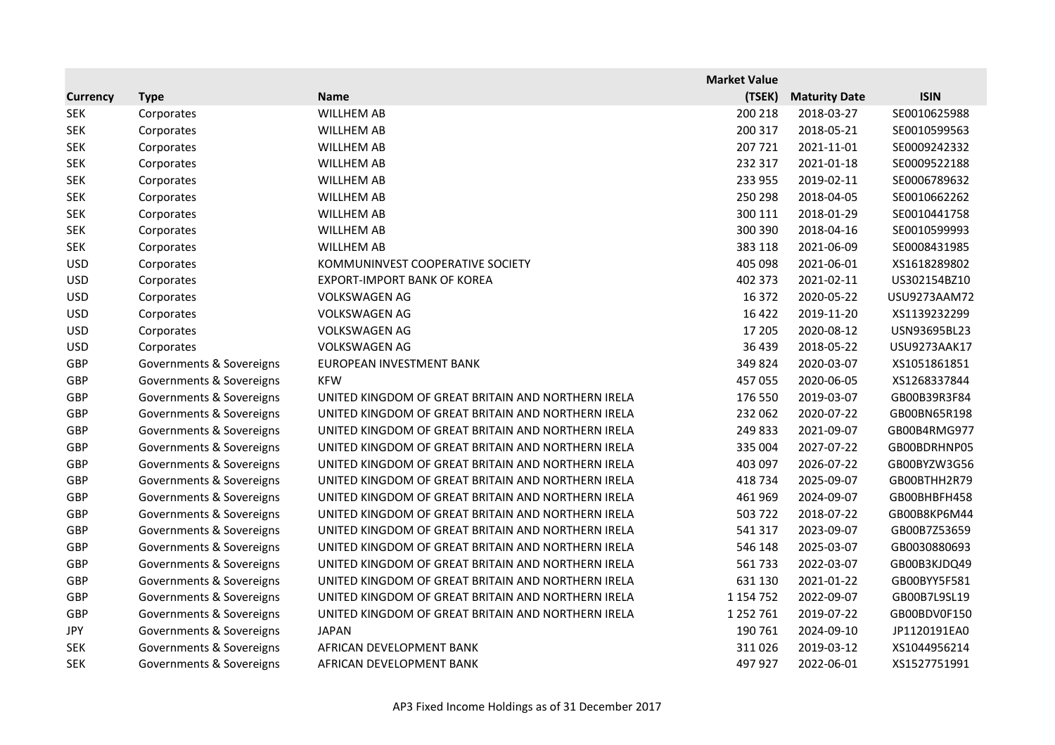| Currency | Type | Name | Market Value (TSEK) | Maturity Date | ISIN |
|---|---|---|---|---|---|
| SEK | Corporates | WILLHEM AB | 200 218 | 2018-03-27 | SE0010625988 |
| SEK | Corporates | WILLHEM AB | 200 317 | 2018-05-21 | SE0010599563 |
| SEK | Corporates | WILLHEM AB | 207 721 | 2021-11-01 | SE0009242332 |
| SEK | Corporates | WILLHEM AB | 232 317 | 2021-01-18 | SE0009522188 |
| SEK | Corporates | WILLHEM AB | 233 955 | 2019-02-11 | SE0006789632 |
| SEK | Corporates | WILLHEM AB | 250 298 | 2018-04-05 | SE0010662262 |
| SEK | Corporates | WILLHEM AB | 300 111 | 2018-01-29 | SE0010441758 |
| SEK | Corporates | WILLHEM AB | 300 390 | 2018-04-16 | SE0010599993 |
| SEK | Corporates | WILLHEM AB | 383 118 | 2021-06-09 | SE0008431985 |
| USD | Corporates | KOMMUNINVEST COOPERATIVE SOCIETY | 405 098 | 2021-06-01 | XS1618289802 |
| USD | Corporates | EXPORT-IMPORT BANK OF KOREA | 402 373 | 2021-02-11 | US302154BZ10 |
| USD | Corporates | VOLKSWAGEN AG | 16 372 | 2020-05-22 | USU9273AAM72 |
| USD | Corporates | VOLKSWAGEN AG | 16 422 | 2019-11-20 | XS1139232299 |
| USD | Corporates | VOLKSWAGEN AG | 17 205 | 2020-08-12 | USN93695BL23 |
| USD | Corporates | VOLKSWAGEN AG | 36 439 | 2018-05-22 | USU9273AAK17 |
| GBP | Governments & Sovereigns | EUROPEAN INVESTMENT BANK | 349 824 | 2020-03-07 | XS1051861851 |
| GBP | Governments & Sovereigns | KFW | 457 055 | 2020-06-05 | XS1268337844 |
| GBP | Governments & Sovereigns | UNITED KINGDOM OF GREAT BRITAIN AND NORTHERN IRELA | 176 550 | 2019-03-07 | GB00B39R3F84 |
| GBP | Governments & Sovereigns | UNITED KINGDOM OF GREAT BRITAIN AND NORTHERN IRELA | 232 062 | 2020-07-22 | GB00BN65R198 |
| GBP | Governments & Sovereigns | UNITED KINGDOM OF GREAT BRITAIN AND NORTHERN IRELA | 249 833 | 2021-09-07 | GB00B4RMG977 |
| GBP | Governments & Sovereigns | UNITED KINGDOM OF GREAT BRITAIN AND NORTHERN IRELA | 335 004 | 2027-07-22 | GB00BDRHNP05 |
| GBP | Governments & Sovereigns | UNITED KINGDOM OF GREAT BRITAIN AND NORTHERN IRELA | 403 097 | 2026-07-22 | GB00BYZW3G56 |
| GBP | Governments & Sovereigns | UNITED KINGDOM OF GREAT BRITAIN AND NORTHERN IRELA | 418 734 | 2025-09-07 | GB00BTHH2R79 |
| GBP | Governments & Sovereigns | UNITED KINGDOM OF GREAT BRITAIN AND NORTHERN IRELA | 461 969 | 2024-09-07 | GB00BHBFH458 |
| GBP | Governments & Sovereigns | UNITED KINGDOM OF GREAT BRITAIN AND NORTHERN IRELA | 503 722 | 2018-07-22 | GB00B8KP6M44 |
| GBP | Governments & Sovereigns | UNITED KINGDOM OF GREAT BRITAIN AND NORTHERN IRELA | 541 317 | 2023-09-07 | GB00B7Z53659 |
| GBP | Governments & Sovereigns | UNITED KINGDOM OF GREAT BRITAIN AND NORTHERN IRELA | 546 148 | 2025-03-07 | GB0030880693 |
| GBP | Governments & Sovereigns | UNITED KINGDOM OF GREAT BRITAIN AND NORTHERN IRELA | 561 733 | 2022-03-07 | GB00B3KJDQ49 |
| GBP | Governments & Sovereigns | UNITED KINGDOM OF GREAT BRITAIN AND NORTHERN IRELA | 631 130 | 2021-01-22 | GB00BYY5F581 |
| GBP | Governments & Sovereigns | UNITED KINGDOM OF GREAT BRITAIN AND NORTHERN IRELA | 1 154 752 | 2022-09-07 | GB00B7L9SL19 |
| GBP | Governments & Sovereigns | UNITED KINGDOM OF GREAT BRITAIN AND NORTHERN IRELA | 1 252 761 | 2019-07-22 | GB00BDV0F150 |
| JPY | Governments & Sovereigns | JAPAN | 190 761 | 2024-09-10 | JP1120191EA0 |
| SEK | Governments & Sovereigns | AFRICAN DEVELOPMENT BANK | 311 026 | 2019-03-12 | XS1044956214 |
| SEK | Governments & Sovereigns | AFRICAN DEVELOPMENT BANK | 497 927 | 2022-06-01 | XS1527751991 |

AP3 Fixed Income Holdings as of 31 December 2017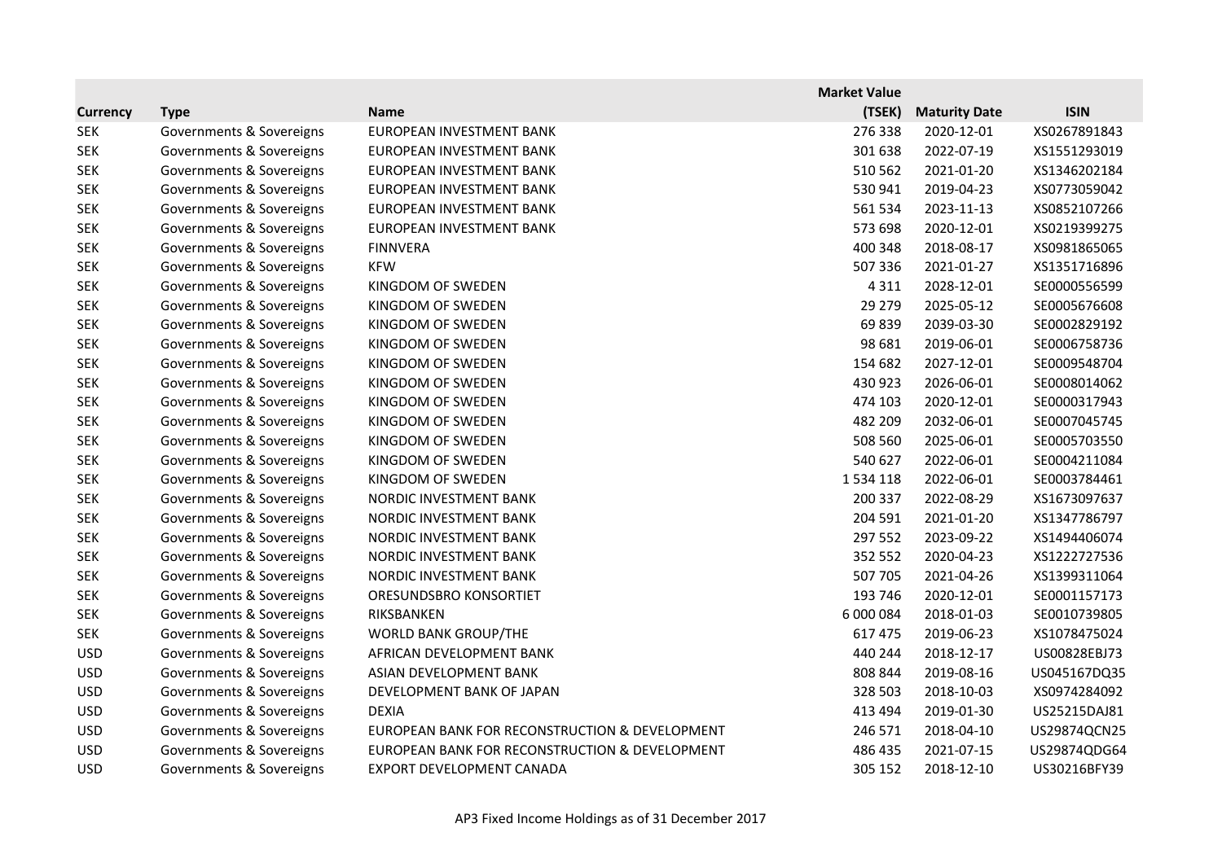| Currency | Type | Name | Market Value (TSEK) | Maturity Date | ISIN |
|---|---|---|---|---|---|
| SEK | Governments & Sovereigns | EUROPEAN INVESTMENT BANK | 276 338 | 2020-12-01 | XS0267891843 |
| SEK | Governments & Sovereigns | EUROPEAN INVESTMENT BANK | 301 638 | 2022-07-19 | XS1551293019 |
| SEK | Governments & Sovereigns | EUROPEAN INVESTMENT BANK | 510 562 | 2021-01-20 | XS1346202184 |
| SEK | Governments & Sovereigns | EUROPEAN INVESTMENT BANK | 530 941 | 2019-04-23 | XS0773059042 |
| SEK | Governments & Sovereigns | EUROPEAN INVESTMENT BANK | 561 534 | 2023-11-13 | XS0852107266 |
| SEK | Governments & Sovereigns | EUROPEAN INVESTMENT BANK | 573 698 | 2020-12-01 | XS0219399275 |
| SEK | Governments & Sovereigns | FINNVERA | 400 348 | 2018-08-17 | XS0981865065 |
| SEK | Governments & Sovereigns | KFW | 507 336 | 2021-01-27 | XS1351716896 |
| SEK | Governments & Sovereigns | KINGDOM OF SWEDEN | 4 311 | 2028-12-01 | SE0000556599 |
| SEK | Governments & Sovereigns | KINGDOM OF SWEDEN | 29 279 | 2025-05-12 | SE0005676608 |
| SEK | Governments & Sovereigns | KINGDOM OF SWEDEN | 69 839 | 2039-03-30 | SE0002829192 |
| SEK | Governments & Sovereigns | KINGDOM OF SWEDEN | 98 681 | 2019-06-01 | SE0006758736 |
| SEK | Governments & Sovereigns | KINGDOM OF SWEDEN | 154 682 | 2027-12-01 | SE0009548704 |
| SEK | Governments & Sovereigns | KINGDOM OF SWEDEN | 430 923 | 2026-06-01 | SE0008014062 |
| SEK | Governments & Sovereigns | KINGDOM OF SWEDEN | 474 103 | 2020-12-01 | SE0000317943 |
| SEK | Governments & Sovereigns | KINGDOM OF SWEDEN | 482 209 | 2032-06-01 | SE0007045745 |
| SEK | Governments & Sovereigns | KINGDOM OF SWEDEN | 508 560 | 2025-06-01 | SE0005703550 |
| SEK | Governments & Sovereigns | KINGDOM OF SWEDEN | 540 627 | 2022-06-01 | SE0004211084 |
| SEK | Governments & Sovereigns | KINGDOM OF SWEDEN | 1 534 118 | 2022-06-01 | SE0003784461 |
| SEK | Governments & Sovereigns | NORDIC INVESTMENT BANK | 200 337 | 2022-08-29 | XS1673097637 |
| SEK | Governments & Sovereigns | NORDIC INVESTMENT BANK | 204 591 | 2021-01-20 | XS1347786797 |
| SEK | Governments & Sovereigns | NORDIC INVESTMENT BANK | 297 552 | 2023-09-22 | XS1494406074 |
| SEK | Governments & Sovereigns | NORDIC INVESTMENT BANK | 352 552 | 2020-04-23 | XS1222727536 |
| SEK | Governments & Sovereigns | NORDIC INVESTMENT BANK | 507 705 | 2021-04-26 | XS1399311064 |
| SEK | Governments & Sovereigns | ORESUNDSBRO KONSORTIET | 193 746 | 2020-12-01 | SE0001157173 |
| SEK | Governments & Sovereigns | RIKSBANKEN | 6 000 084 | 2018-01-03 | SE0010739805 |
| SEK | Governments & Sovereigns | WORLD BANK GROUP/THE | 617 475 | 2019-06-23 | XS1078475024 |
| USD | Governments & Sovereigns | AFRICAN DEVELOPMENT BANK | 440 244 | 2018-12-17 | US00828EBJ73 |
| USD | Governments & Sovereigns | ASIAN DEVELOPMENT BANK | 808 844 | 2019-08-16 | US045167DQ35 |
| USD | Governments & Sovereigns | DEVELOPMENT BANK OF JAPAN | 328 503 | 2018-10-03 | XS0974284092 |
| USD | Governments & Sovereigns | DEXIA | 413 494 | 2019-01-30 | US25215DAJ81 |
| USD | Governments & Sovereigns | EUROPEAN BANK FOR RECONSTRUCTION & DEVELOPMENT | 246 571 | 2018-04-10 | US29874QCN25 |
| USD | Governments & Sovereigns | EUROPEAN BANK FOR RECONSTRUCTION & DEVELOPMENT | 486 435 | 2021-07-15 | US29874QDG64 |
| USD | Governments & Sovereigns | EXPORT DEVELOPMENT CANADA | 305 152 | 2018-12-10 | US30216BFY39 |

AP3 Fixed Income Holdings as of 31 December 2017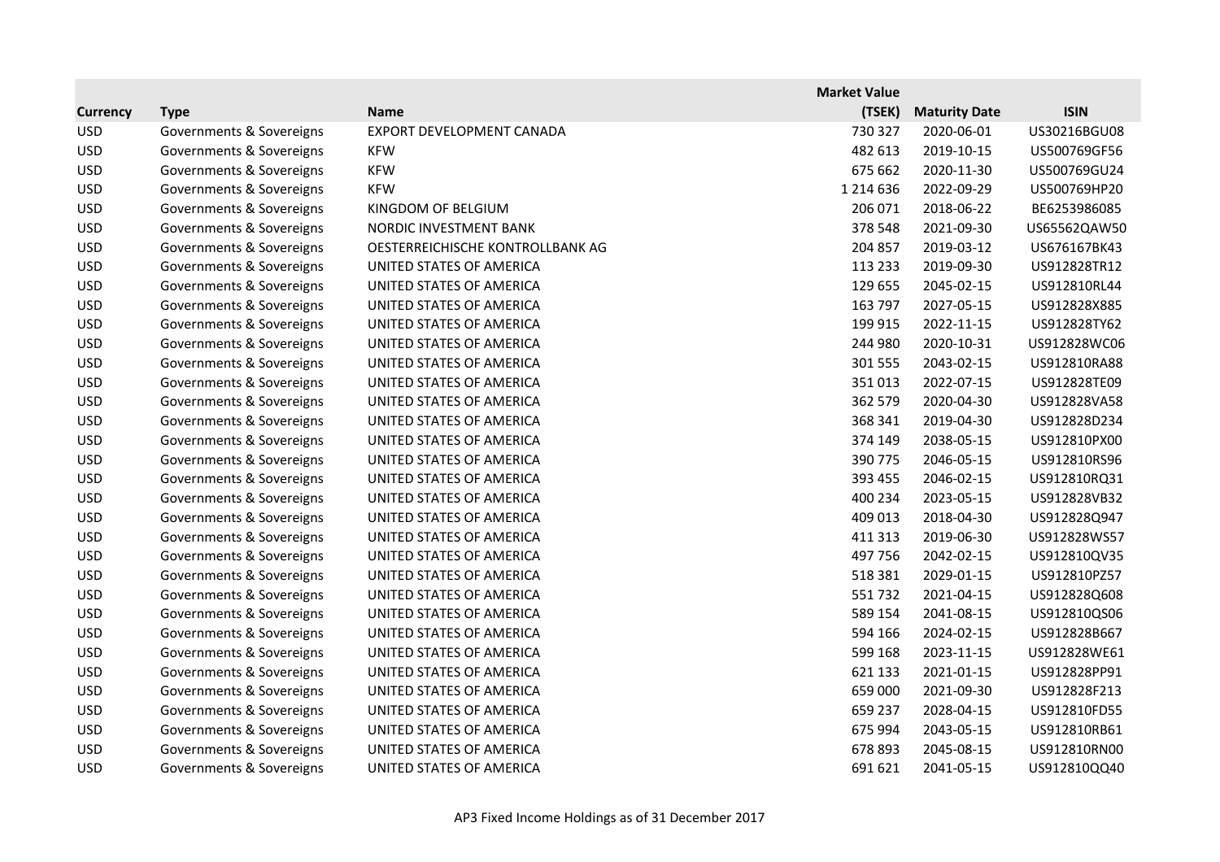| Currency | Type | Name | Market Value (TSEK) | Maturity Date | ISIN |
|---|---|---|---|---|---|
| USD | Governments & Sovereigns | EXPORT DEVELOPMENT CANADA | 730 327 | 2020-06-01 | US30216BGU08 |
| USD | Governments & Sovereigns | KFW | 482 613 | 2019-10-15 | US500769GF56 |
| USD | Governments & Sovereigns | KFW | 675 662 | 2020-11-30 | US500769GU24 |
| USD | Governments & Sovereigns | KFW | 1 214 636 | 2022-09-29 | US500769HP20 |
| USD | Governments & Sovereigns | KINGDOM OF BELGIUM | 206 071 | 2018-06-22 | BE6253986085 |
| USD | Governments & Sovereigns | NORDIC INVESTMENT BANK | 378 548 | 2021-09-30 | US65562QAW50 |
| USD | Governments & Sovereigns | OESTERREICHISCHE KONTROLLBANK AG | 204 857 | 2019-03-12 | US676167BK43 |
| USD | Governments & Sovereigns | UNITED STATES OF AMERICA | 113 233 | 2019-09-30 | US912828TR12 |
| USD | Governments & Sovereigns | UNITED STATES OF AMERICA | 129 655 | 2045-02-15 | US912810RL44 |
| USD | Governments & Sovereigns | UNITED STATES OF AMERICA | 163 797 | 2027-05-15 | US912828X885 |
| USD | Governments & Sovereigns | UNITED STATES OF AMERICA | 199 915 | 2022-11-15 | US912828TY62 |
| USD | Governments & Sovereigns | UNITED STATES OF AMERICA | 244 980 | 2020-10-31 | US912828WC06 |
| USD | Governments & Sovereigns | UNITED STATES OF AMERICA | 301 555 | 2043-02-15 | US912810RA88 |
| USD | Governments & Sovereigns | UNITED STATES OF AMERICA | 351 013 | 2022-07-15 | US912828TE09 |
| USD | Governments & Sovereigns | UNITED STATES OF AMERICA | 362 579 | 2020-04-30 | US912828VA58 |
| USD | Governments & Sovereigns | UNITED STATES OF AMERICA | 368 341 | 2019-04-30 | US912828D234 |
| USD | Governments & Sovereigns | UNITED STATES OF AMERICA | 374 149 | 2038-05-15 | US912810PX00 |
| USD | Governments & Sovereigns | UNITED STATES OF AMERICA | 390 775 | 2046-05-15 | US912810RS96 |
| USD | Governments & Sovereigns | UNITED STATES OF AMERICA | 393 455 | 2046-02-15 | US912810RQ31 |
| USD | Governments & Sovereigns | UNITED STATES OF AMERICA | 400 234 | 2023-05-15 | US912828VB32 |
| USD | Governments & Sovereigns | UNITED STATES OF AMERICA | 409 013 | 2018-04-30 | US912828Q947 |
| USD | Governments & Sovereigns | UNITED STATES OF AMERICA | 411 313 | 2019-06-30 | US912828WS57 |
| USD | Governments & Sovereigns | UNITED STATES OF AMERICA | 497 756 | 2042-02-15 | US912810QV35 |
| USD | Governments & Sovereigns | UNITED STATES OF AMERICA | 518 381 | 2029-01-15 | US912810PZ57 |
| USD | Governments & Sovereigns | UNITED STATES OF AMERICA | 551 732 | 2021-04-15 | US912828Q608 |
| USD | Governments & Sovereigns | UNITED STATES OF AMERICA | 589 154 | 2041-08-15 | US912810QS06 |
| USD | Governments & Sovereigns | UNITED STATES OF AMERICA | 594 166 | 2024-02-15 | US912828B667 |
| USD | Governments & Sovereigns | UNITED STATES OF AMERICA | 599 168 | 2023-11-15 | US912828WE61 |
| USD | Governments & Sovereigns | UNITED STATES OF AMERICA | 621 133 | 2021-01-15 | US912828PP91 |
| USD | Governments & Sovereigns | UNITED STATES OF AMERICA | 659 000 | 2021-09-30 | US912828F213 |
| USD | Governments & Sovereigns | UNITED STATES OF AMERICA | 659 237 | 2028-04-15 | US912810FD55 |
| USD | Governments & Sovereigns | UNITED STATES OF AMERICA | 675 994 | 2043-05-15 | US912810RB61 |
| USD | Governments & Sovereigns | UNITED STATES OF AMERICA | 678 893 | 2045-08-15 | US912810RN00 |
| USD | Governments & Sovereigns | UNITED STATES OF AMERICA | 691 621 | 2041-05-15 | US912810QQ40 |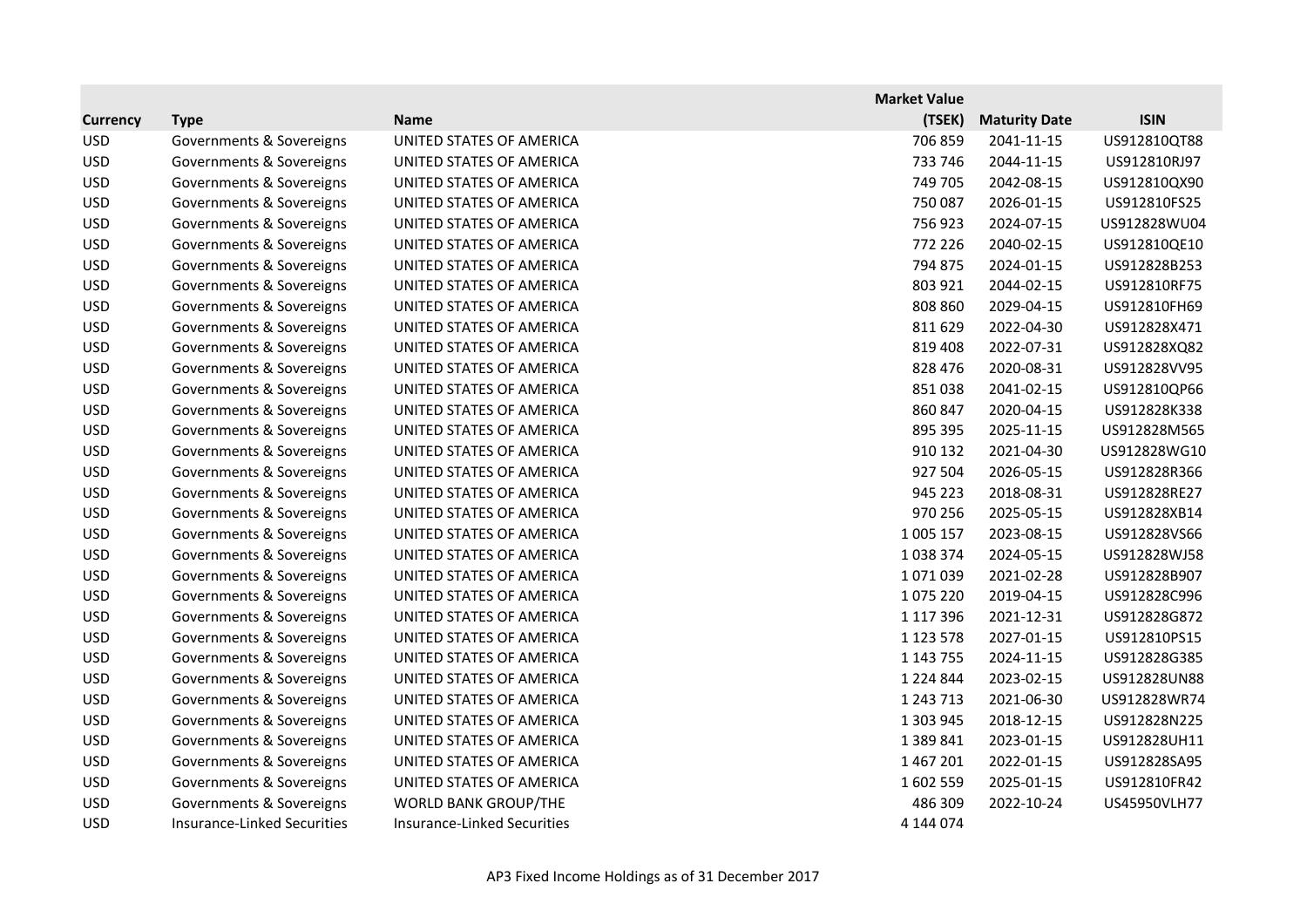| Currency | Type | Name | Market Value (TSEK) | Maturity Date | ISIN |
|---|---|---|---|---|---|
| USD | Governments & Sovereigns | UNITED STATES OF AMERICA | 706 859 | 2041-11-15 | US912810QT88 |
| USD | Governments & Sovereigns | UNITED STATES OF AMERICA | 733 746 | 2044-11-15 | US912810RJ97 |
| USD | Governments & Sovereigns | UNITED STATES OF AMERICA | 749 705 | 2042-08-15 | US912810QX90 |
| USD | Governments & Sovereigns | UNITED STATES OF AMERICA | 750 087 | 2026-01-15 | US912810FS25 |
| USD | Governments & Sovereigns | UNITED STATES OF AMERICA | 756 923 | 2024-07-15 | US912828WU04 |
| USD | Governments & Sovereigns | UNITED STATES OF AMERICA | 772 226 | 2040-02-15 | US912810QE10 |
| USD | Governments & Sovereigns | UNITED STATES OF AMERICA | 794 875 | 2024-01-15 | US912828B253 |
| USD | Governments & Sovereigns | UNITED STATES OF AMERICA | 803 921 | 2044-02-15 | US912810RF75 |
| USD | Governments & Sovereigns | UNITED STATES OF AMERICA | 808 860 | 2029-04-15 | US912810FH69 |
| USD | Governments & Sovereigns | UNITED STATES OF AMERICA | 811 629 | 2022-04-30 | US912828X471 |
| USD | Governments & Sovereigns | UNITED STATES OF AMERICA | 819 408 | 2022-07-31 | US912828XQ82 |
| USD | Governments & Sovereigns | UNITED STATES OF AMERICA | 828 476 | 2020-08-31 | US912828VV95 |
| USD | Governments & Sovereigns | UNITED STATES OF AMERICA | 851 038 | 2041-02-15 | US912810QP66 |
| USD | Governments & Sovereigns | UNITED STATES OF AMERICA | 860 847 | 2020-04-15 | US912828K338 |
| USD | Governments & Sovereigns | UNITED STATES OF AMERICA | 895 395 | 2025-11-15 | US912828M565 |
| USD | Governments & Sovereigns | UNITED STATES OF AMERICA | 910 132 | 2021-04-30 | US912828WG10 |
| USD | Governments & Sovereigns | UNITED STATES OF AMERICA | 927 504 | 2026-05-15 | US912828R366 |
| USD | Governments & Sovereigns | UNITED STATES OF AMERICA | 945 223 | 2018-08-31 | US912828RE27 |
| USD | Governments & Sovereigns | UNITED STATES OF AMERICA | 970 256 | 2025-05-15 | US912828XB14 |
| USD | Governments & Sovereigns | UNITED STATES OF AMERICA | 1 005 157 | 2023-08-15 | US912828VS66 |
| USD | Governments & Sovereigns | UNITED STATES OF AMERICA | 1 038 374 | 2024-05-15 | US912828WJ58 |
| USD | Governments & Sovereigns | UNITED STATES OF AMERICA | 1 071 039 | 2021-02-28 | US912828B907 |
| USD | Governments & Sovereigns | UNITED STATES OF AMERICA | 1 075 220 | 2019-04-15 | US912828C996 |
| USD | Governments & Sovereigns | UNITED STATES OF AMERICA | 1 117 396 | 2021-12-31 | US912828G872 |
| USD | Governments & Sovereigns | UNITED STATES OF AMERICA | 1 123 578 | 2027-01-15 | US912810PS15 |
| USD | Governments & Sovereigns | UNITED STATES OF AMERICA | 1 143 755 | 2024-11-15 | US912828G385 |
| USD | Governments & Sovereigns | UNITED STATES OF AMERICA | 1 224 844 | 2023-02-15 | US912828UN88 |
| USD | Governments & Sovereigns | UNITED STATES OF AMERICA | 1 243 713 | 2021-06-30 | US912828WR74 |
| USD | Governments & Sovereigns | UNITED STATES OF AMERICA | 1 303 945 | 2018-12-15 | US912828N225 |
| USD | Governments & Sovereigns | UNITED STATES OF AMERICA | 1 389 841 | 2023-01-15 | US912828UH11 |
| USD | Governments & Sovereigns | UNITED STATES OF AMERICA | 1 467 201 | 2022-01-15 | US912828SA95 |
| USD | Governments & Sovereigns | UNITED STATES OF AMERICA | 1 602 559 | 2025-01-15 | US912810FR42 |
| USD | Governments & Sovereigns | WORLD BANK GROUP/THE | 486 309 | 2022-10-24 | US45950VLH77 |
| USD | Insurance-Linked Securities | Insurance-Linked Securities | 4 144 074 | | |

AP3 Fixed Income Holdings as of 31 December 2017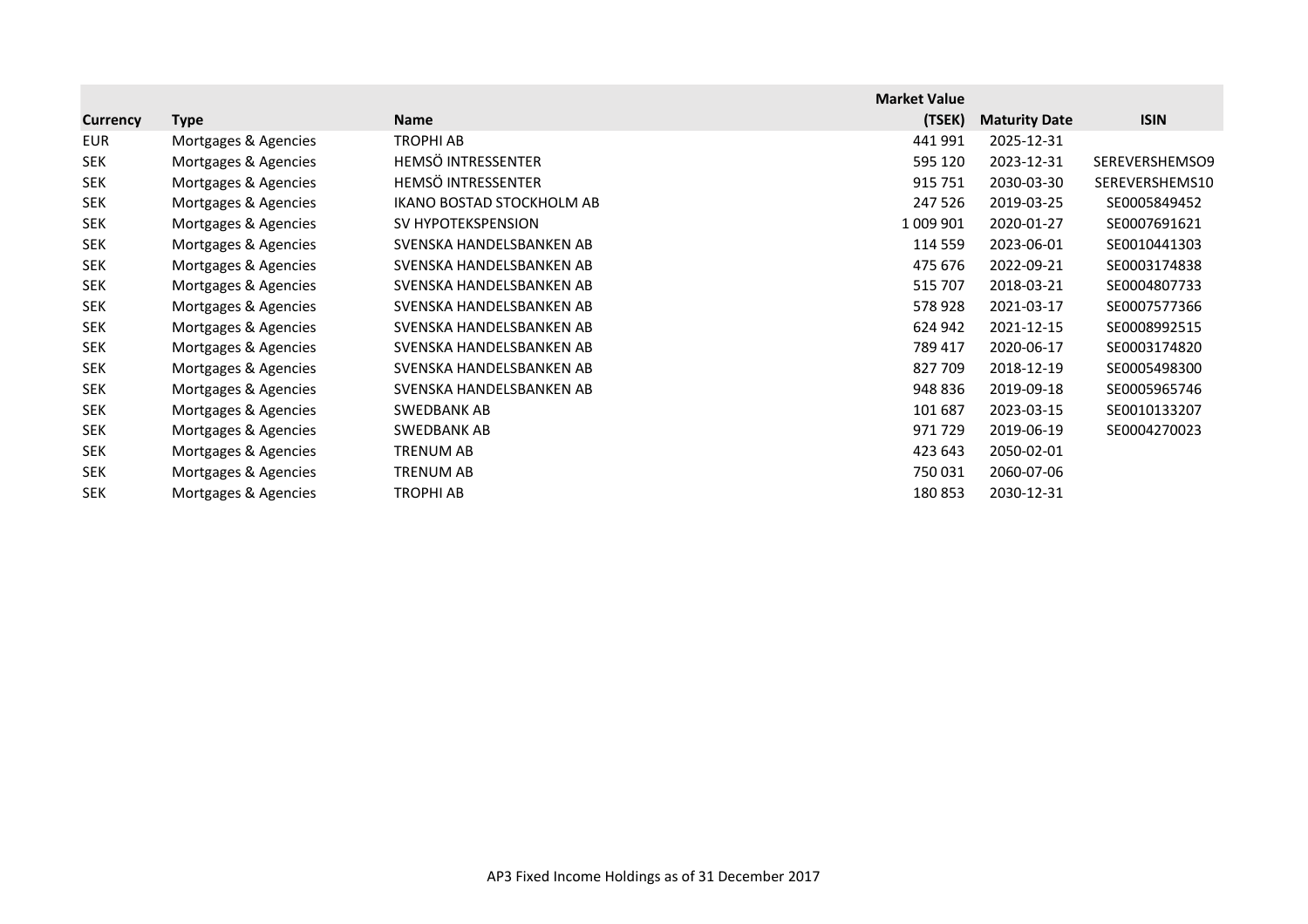| Currency | Type | Name | Market Value (TSEK) | Maturity Date | ISIN |
|---|---|---|---|---|---|
| EUR | Mortgages & Agencies | TROPHI AB | 441 991 | 2025-12-31 | |
| SEK | Mortgages & Agencies | HEMSÖ INTRESSENTER | 595 120 | 2023-12-31 | SEREVERSHEMSO9 |
| SEK | Mortgages & Agencies | HEMSÖ INTRESSENTER | 915 751 | 2030-03-30 | SEREVERSHEMS10 |
| SEK | Mortgages & Agencies | IKANO BOSTAD STOCKHOLM AB | 247 526 | 2019-03-25 | SE0005849452 |
| SEK | Mortgages & Agencies | SV HYPOTEKSPENSION | 1 009 901 | 2020-01-27 | SE0007691621 |
| SEK | Mortgages & Agencies | SVENSKA HANDELSBANKEN AB | 114 559 | 2023-06-01 | SE0010441303 |
| SEK | Mortgages & Agencies | SVENSKA HANDELSBANKEN AB | 475 676 | 2022-09-21 | SE0003174838 |
| SEK | Mortgages & Agencies | SVENSKA HANDELSBANKEN AB | 515 707 | 2018-03-21 | SE0004807733 |
| SEK | Mortgages & Agencies | SVENSKA HANDELSBANKEN AB | 578 928 | 2021-03-17 | SE0007577366 |
| SEK | Mortgages & Agencies | SVENSKA HANDELSBANKEN AB | 624 942 | 2021-12-15 | SE0008992515 |
| SEK | Mortgages & Agencies | SVENSKA HANDELSBANKEN AB | 789 417 | 2020-06-17 | SE0003174820 |
| SEK | Mortgages & Agencies | SVENSKA HANDELSBANKEN AB | 827 709 | 2018-12-19 | SE0005498300 |
| SEK | Mortgages & Agencies | SVENSKA HANDELSBANKEN AB | 948 836 | 2019-09-18 | SE0005965746 |
| SEK | Mortgages & Agencies | SWEDBANK AB | 101 687 | 2023-03-15 | SE0010133207 |
| SEK | Mortgages & Agencies | SWEDBANK AB | 971 729 | 2019-06-19 | SE0004270023 |
| SEK | Mortgages & Agencies | TRENUM AB | 423 643 | 2050-02-01 | |
| SEK | Mortgages & Agencies | TRENUM AB | 750 031 | 2060-07-06 | |
| SEK | Mortgages & Agencies | TROPHI AB | 180 853 | 2030-12-31 | |

AP3 Fixed Income Holdings as of 31 December 2017